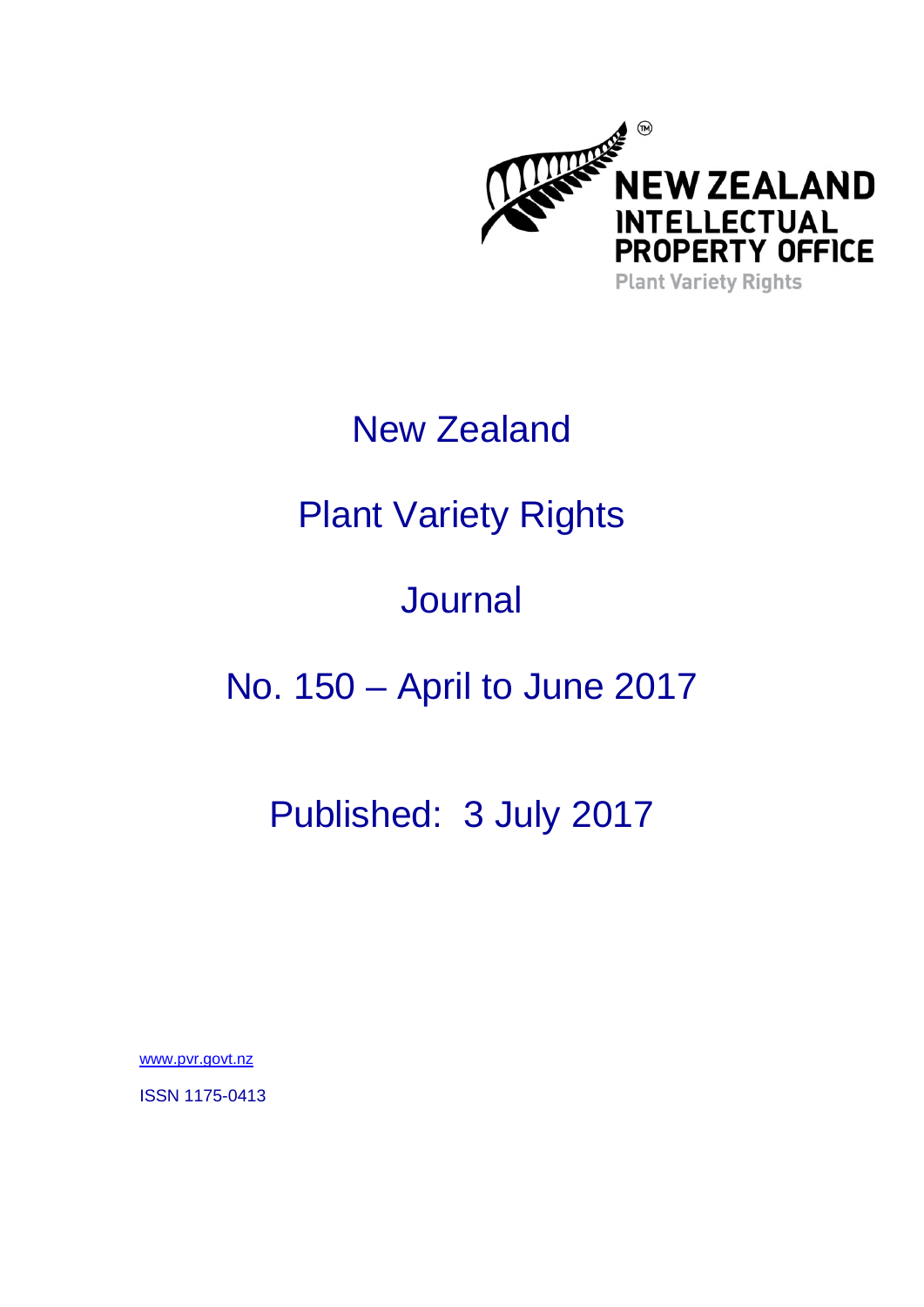NEW ZEALAND INTELLECTUAL PROPERTY OFFICE
Plant Variety Rights

# New Zealand

# Plant Variety Rights

# Journal

# No. 150 – April to June 2017

## Published: 3 July 2017

www.pvr.govt.nz

ISSN 1175-0413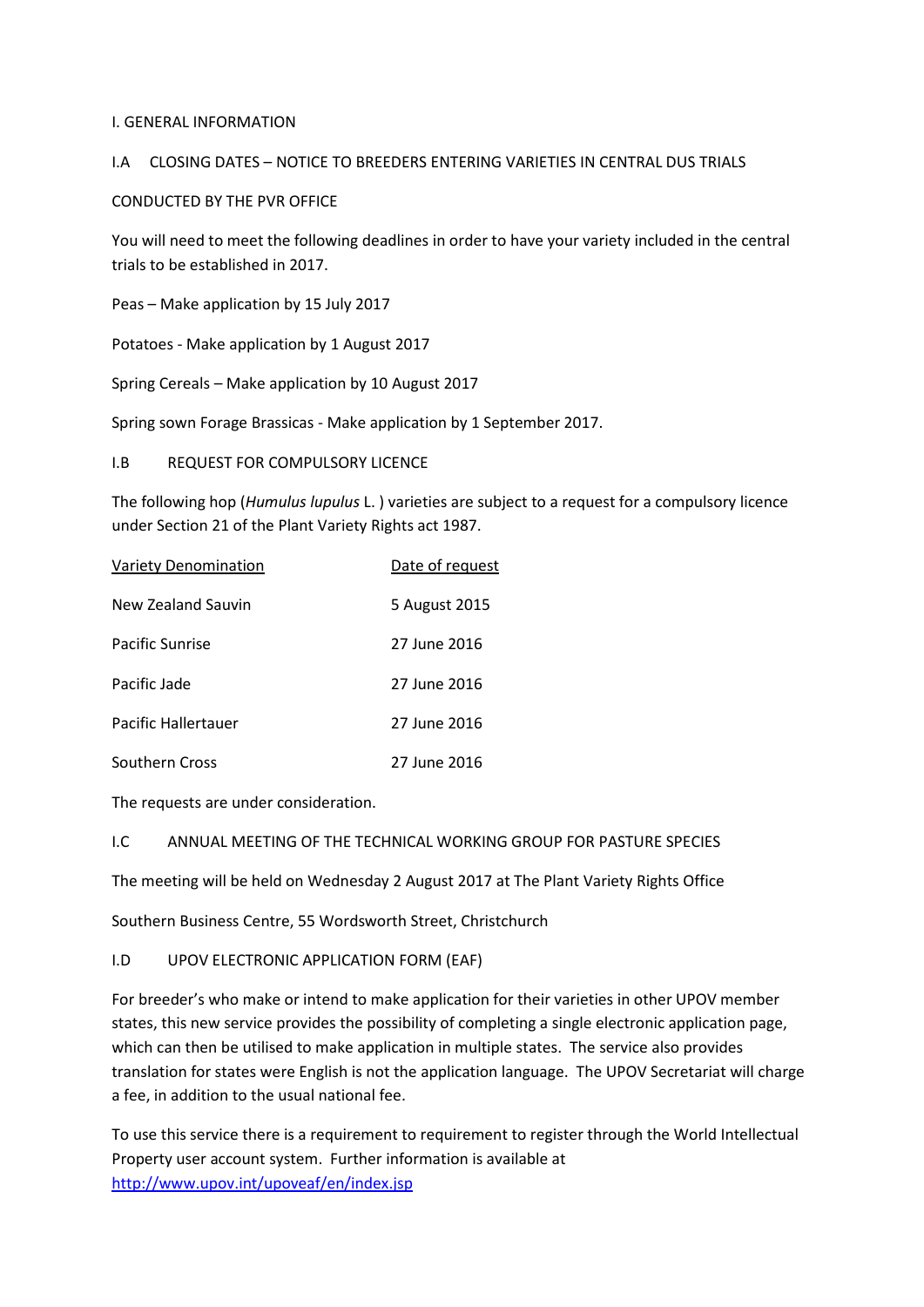## I. GENERAL INFORMATION

### I.A CLOSING DATES – NOTICE TO BREEDERS ENTERING VARIETIES IN CENTRAL DUS TRIALS CONDUCTED BY THE PVR OFFICE

You will need to meet the following deadlines in order to have your variety included in the central trials to be established in 2017.

Peas – Make application by 15 July 2017

Potatoes - Make application by 1 August 2017

Spring Cereals – Make application by 10 August 2017

Spring sown Forage Brassicas - Make application by 1 September 2017.

### I.B REQUEST FOR COMPULSORY LICENCE

The following hop (*Humulus lupulus* L. ) varieties are subject to a request for a compulsory licence under Section 21 of the Plant Variety Rights act 1987.

| Variety Denomination | Date of request |
|---|---|
| New Zealand Sauvin | 5 August 2015 |
| Pacific Sunrise | 27 June 2016 |
| Pacific Jade | 27 June 2016 |
| Pacific Hallertauer | 27 June 2016 |
| Southern Cross | 27 June 2016 |

The requests are under consideration.

### I.C ANNUAL MEETING OF THE TECHNICAL WORKING GROUP FOR PASTURE SPECIES

The meeting will be held on Wednesday 2 August 2017 at The Plant Variety Rights Office

Southern Business Centre, 55 Wordsworth Street, Christchurch

### I.D UPOV ELECTRONIC APPLICATION FORM (EAF)

For breeder's who make or intend to make application for their varieties in other UPOV member states, this new service provides the possibility of completing a single electronic application page, which can then be utilised to make application in multiple states. The service also provides translation for states were English is not the application language. The UPOV Secretariat will charge a fee, in addition to the usual national fee.

To use this service there is a requirement to requirement to register through the World Intellectual Property user account system. Further information is available at [http://www.upov.int/upoveaf/en/index.jsp](http://www.upov.int/upoveaf/en/index.jsp)